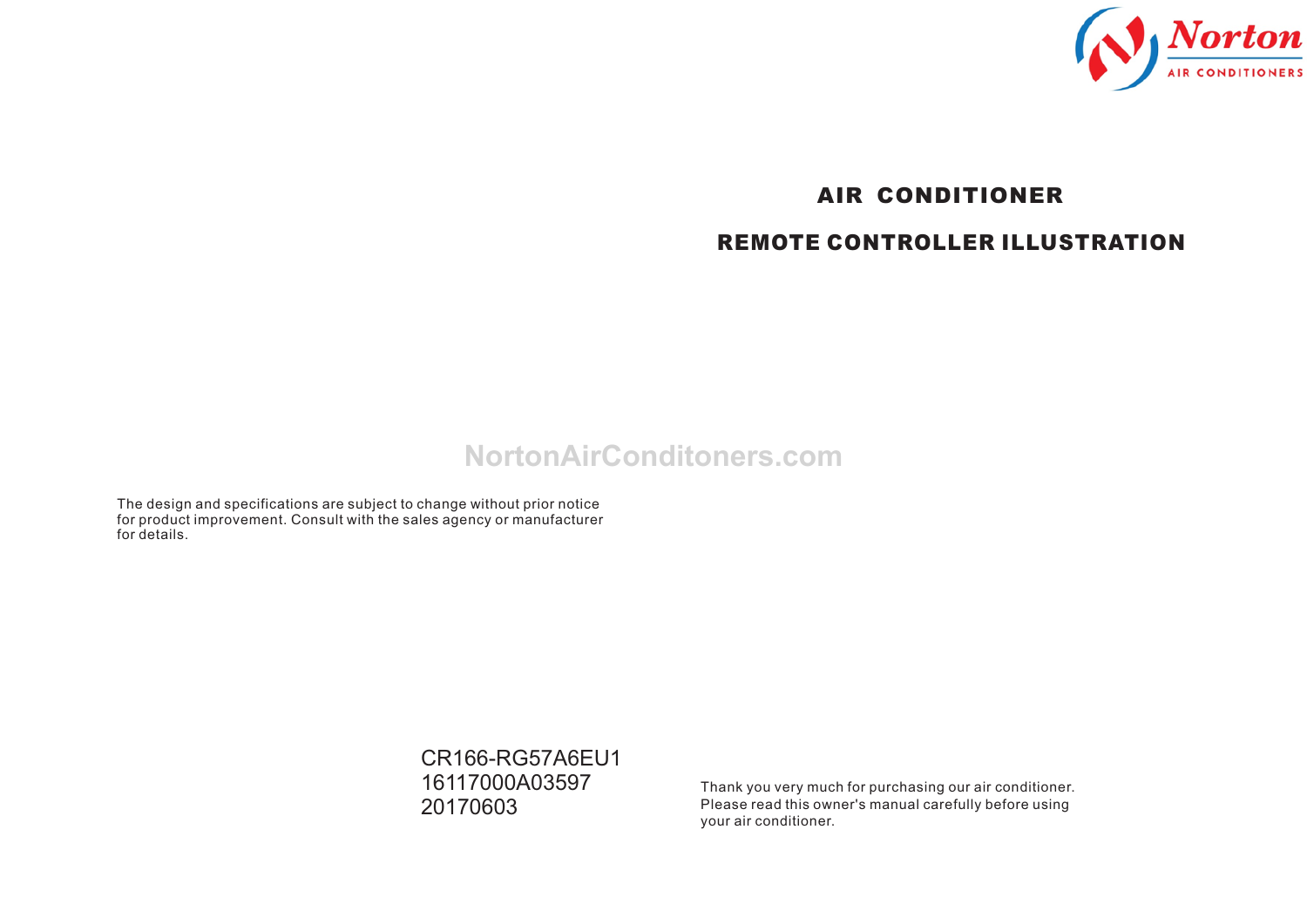Norton

AIR CONDITIONERS

# AIR CONDITIONER

## REMOTE CONTROLLER ILLUSTRATION

NortonAirConditoners.com

The design and specifications are subject to change without prior notice for product improvement. Consult with the sales agency or manufacturer for details.

CR166-RG57A6EU1
16117000A03597
20170603

Thank you very much for purchasing our air conditioner. Please read this owner's manual carefully before using your air conditioner.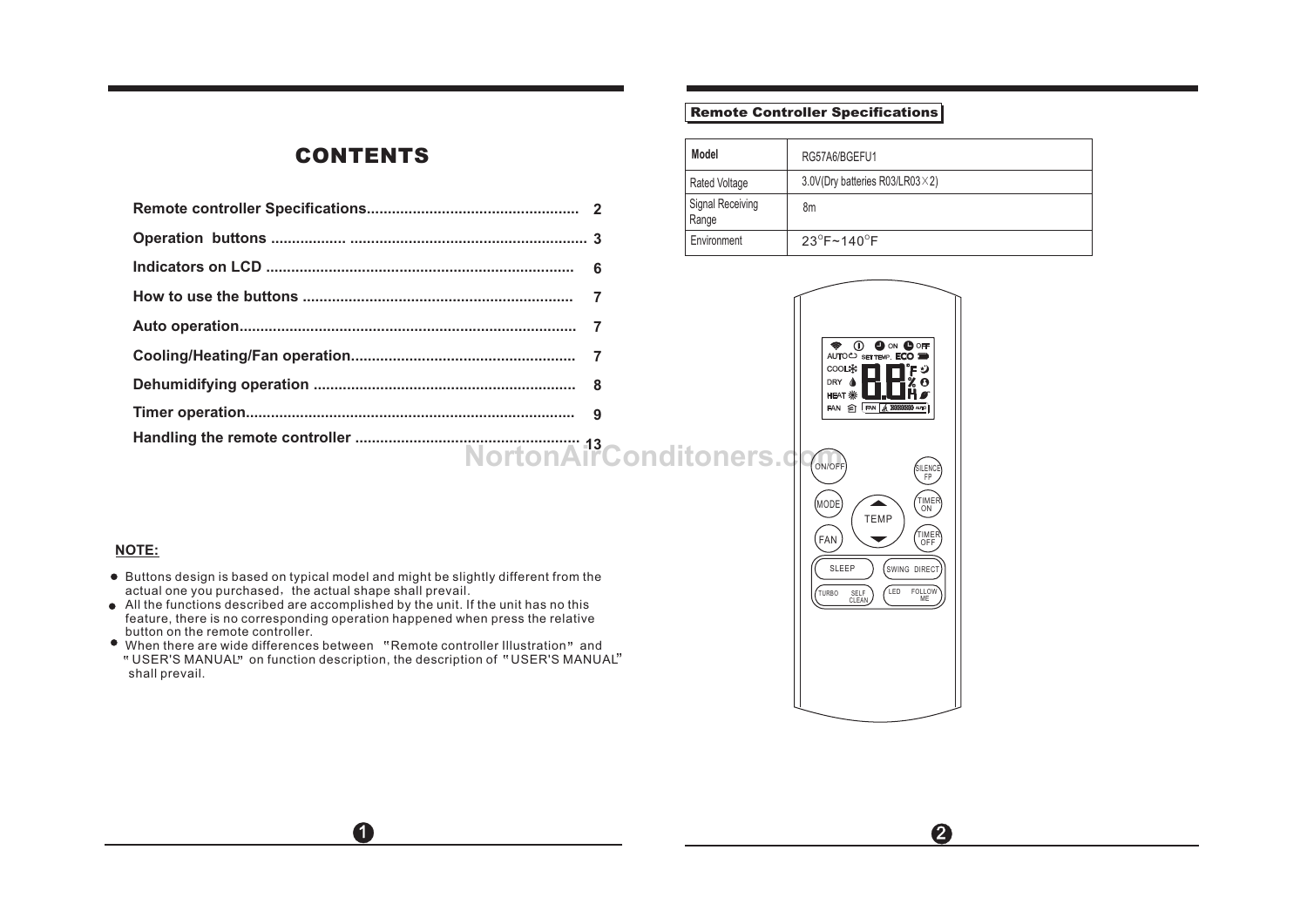# CONTENTS

| | |
|---|---|
| Remote controller Specifications | 2 |
| Operation buttons | 3 |
| Indicators on LCD | 6 |
| How to use the buttons | 7 |
| Auto operation | 7 |
| Cooling/Heating/Fan operation | 7 |
| Dehumidifying operation | 8 |
| Timer operation | 9 |
| Handling the remote controller | 13 |

NortonAirConditoners.com

**NOTE:**

- Buttons design is based on typical model and might be slightly different from the actual one you purchased，the actual shape shall prevail.
- All the functions described are accomplished by the unit. If the unit has no this feature, there is no corresponding operation happened when press the relative button on the remote controller.
- When there are wide differences between "Remote controller Illustration" and "USER'S MANUAL" on function description, the description of "USER'S MANUAL" shall prevail.

## Remote Controller Specifications

| Model | RG57A6/BGEFU1 |
|---|---|
| Rated Voltage | 3.0V(Dry batteries R03/LR03×2) |
| Signal Receiving Range | 8m |
| Environment | 23°F~140°F |

AUTO COOL DRY HEAT FAN SET TEMP. ECO ON OFF °F % H FAN

ON/OFF SILENCE FP MODE TEMP TIMER ON FAN TIMER OFF SLEEP SWING DIRECT TURBO SELF CLEAN LED FOLLOW ME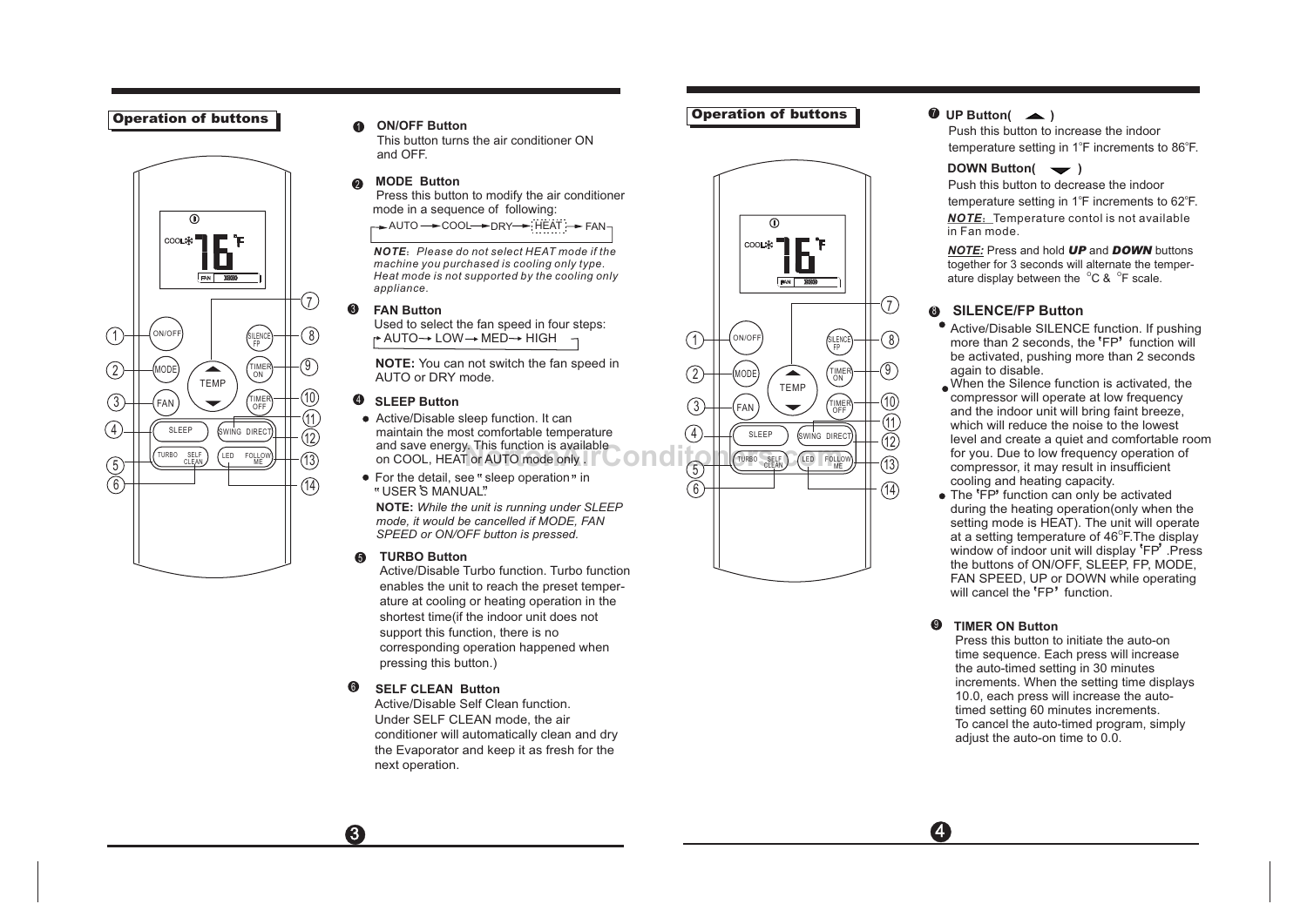## Operation of buttons

1. **ON/OFF Button**
   This button turns the air conditioner ON and OFF.

2. **MODE Button**
   Press this button to modify the air conditioner mode in a sequence of following:
   AUTO → COOL → DRY → HEAT → FAN

   ***NOTE***: *Please do not select HEAT mode if the machine you purchased is cooling only type. Heat mode is not supported by the cooling only appliance.*

3. **FAN Button**
   Used to select the fan speed in four steps:
   AUTO → LOW → MED → HIGH

   **NOTE:** You can not switch the fan speed in AUTO or DRY mode.

4. **SLEEP Button**
   - Active/Disable sleep function. It can maintain the most comfortable temperature and save energy. This function is available on COOL, HEAT or AUTO mode only.
   - For the detail, see " sleep operation " in " USER'S MANUAL".

   **NOTE:** *While the unit is running under SLEEP mode, it would be cancelled if MODE, FAN SPEED or ON/OFF button is pressed.*

5. **TURBO Button**
   Active/Disable Turbo function. Turbo function enables the unit to reach the preset temperature at cooling or heating operation in the shortest time(if the indoor unit does not support this function, there is no corresponding operation happened when pressing this button.)

6. **SELF CLEAN Button**
   Active/Disable Self Clean function. Under SELF CLEAN mode, the air conditioner will automatically clean and dry the Evaporator and keep it as fresh for the next operation.

## Operation of buttons

7. **UP Button( ▲ )**
   Push this button to increase the indoor temperature setting in 1°F increments to 86°F.

   **DOWN Button( ▼ )**
   Push this button to decrease the indoor temperature setting in 1°F increments to 62°F.

   ***NOTE***: Temperature contol is not available in Fan mode.

   ***NOTE:*** Press and hold ***UP*** and ***DOWN*** buttons together for 3 seconds will alternate the temperature display between the °C & °F scale.

8. **SILENCE/FP Button**
   - Active/Disable SILENCE function. If pushing more than 2 seconds, the 'FP' function will be activated, pushing more than 2 seconds again to disable.
   - When the Silence function is activated, the compressor will operate at low frequency and the indoor unit will bring faint breeze, which will reduce the noise to the lowest level and create a quiet and comfortable room for you. Due to low frequency operation of compressor, it may result in insufficient cooling and heating capacity.
   - The 'FP' function can only be activated during the heating operation(only when the setting mode is HEAT). The unit will operate at a setting temperature of 46°F.The display window of indoor unit will display 'FP'.Press the buttons of ON/OFF, SLEEP, FP, MODE, FAN SPEED, UP or DOWN while operating will cancel the 'FP' function.

9. **TIMER ON Button**
   Press this button to initiate the auto-on time sequence. Each press will increase the auto-timed setting in 30 minutes increments. When the setting time displays 10.0, each press will increase the auto-timed setting 60 minutes increments. To cancel the auto-timed program, simply adjust the auto-on time to 0.0.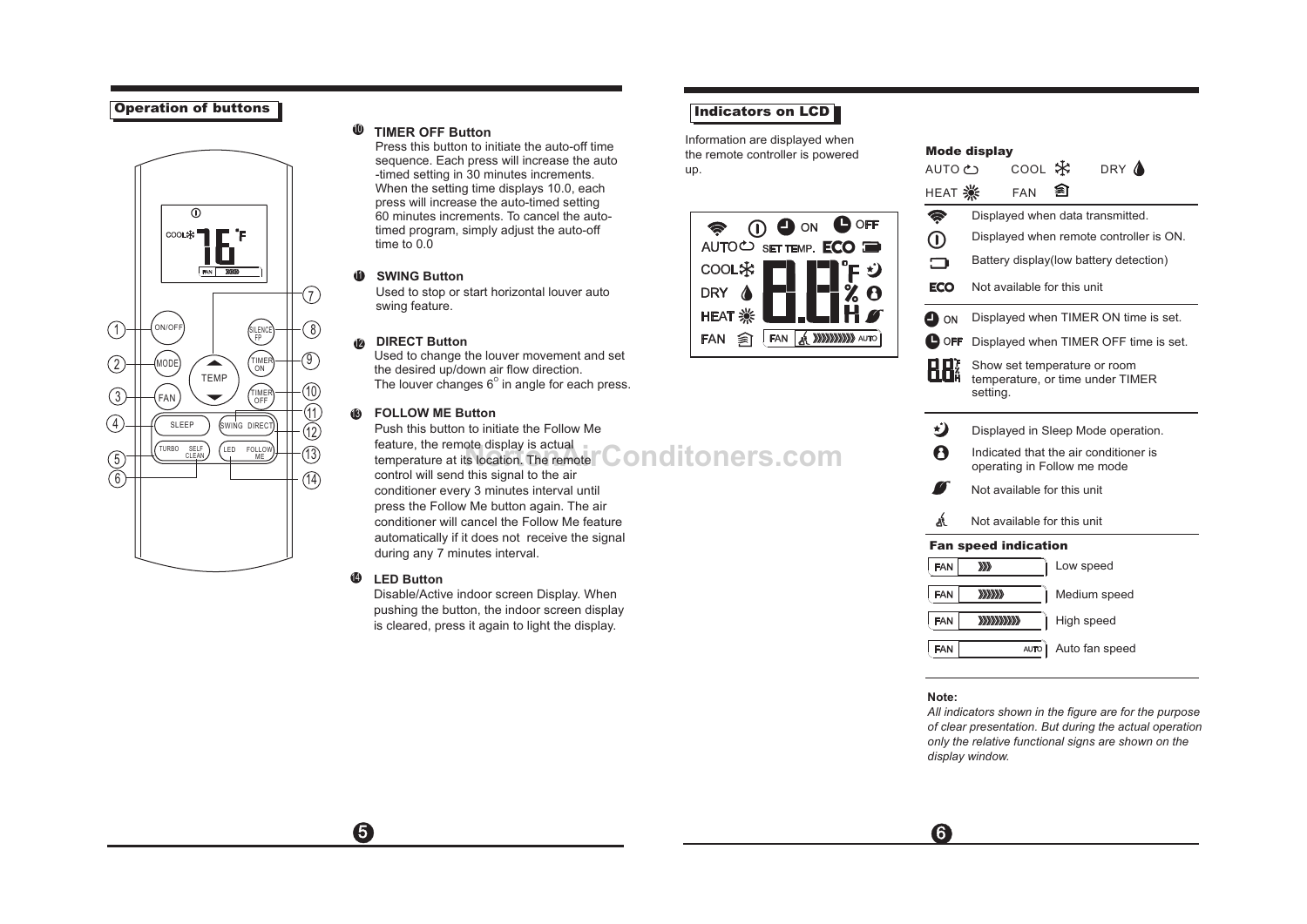## Operation of buttons

**⑩ TIMER OFF Button**

Press this button to initiate the auto-off time sequence. Each press will increase the auto -timed setting in 30 minutes increments. When the setting time displays 10.0, each press will increase the auto-timed setting 60 minutes increments. To cancel the auto-timed program, simply adjust the auto-off time to 0.0

**⑪ SWING Button**

Used to stop or start horizontal louver auto swing feature.

**⑫ DIRECT Button**

Used to change the louver movement and set the desired up/down air flow direction. The louver changes 6° in angle for each press.

**⑬ FOLLOW ME Button**

Push this button to initiate the Follow Me feature, the remote display is actual temperature at its location. The remote control will send this signal to the air conditioner every 3 minutes interval until press the Follow Me button again. The air conditioner will cancel the Follow Me feature automatically if it does not receive the signal during any 7 minutes interval.

**⑭ LED Button**

Disable/Active indoor screen Display. When pushing the button, the indoor screen display is cleared, press it again to light the display.

## Indicators on LCD

Information are displayed when the remote controller is powered up.

**Mode display**

AUTO COOL DRY
HEAT FAN

| Indicator | Description |
|---|---|
| (transmit) | Displayed when data transmitted. |
| (power) | Displayed when remote controller is ON. |
| (battery) | Battery display(low battery detection) |
| ECO | Not available for this unit |
| ON | Displayed when TIMER ON time is set. |
| OFF | Displayed when TIMER OFF time is set. |
| 8.8 | Show set temperature or room temperature, or time under TIMER setting. |
| (sleep) | Displayed in Sleep Mode operation. |
| (follow me) | Indicated that the air conditioner is operating in Follow me mode |
| (leaf) | Not available for this unit |
| (clean) | Not available for this unit |

**Fan speed indication**

| Indicator | Description |
|---|---|
| FAN ››› | Low speed |
| FAN ›››››› | Medium speed |
| FAN ››››››››› | High speed |
| FAN AUTO | Auto fan speed |

**Note:**

*All indicators shown in the figure are for the purpose of clear presentation. But during the actual operation only the relative functional signs are shown on the display window.*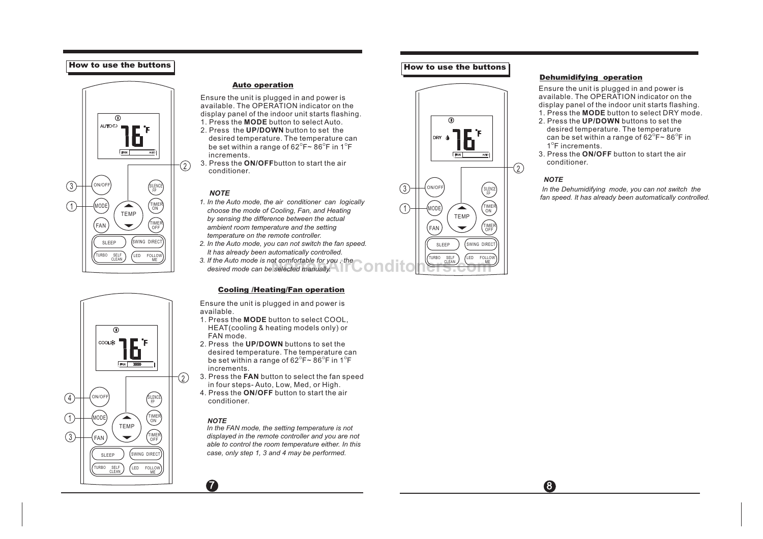## How to use the buttons

### Auto operation

Ensure the unit is plugged in and power is available. The OPERATION indicator on the display panel of the indoor unit starts flashing.

1. Press the **MODE** button to select Auto.
2. Press the **UP/DOWN** button to set the desired temperature. The temperature can be set within a range of 62°F~ 86°F in 1°F increments.
3. Press the **ON/OFF**button to start the air conditioner.

***NOTE***

1. *In the Auto mode, the air conditioner can logically choose the mode of Cooling, Fan, and Heating by sensing the difference between the actual ambient room temperature and the setting temperature on the remote controller.*
2. *In the Auto mode, you can not switch the fan speed. It has already been automatically controlled.*
3. *If the Auto mode is not comfortable for you , the desired mode can be selected manually.*

### Cooling /Heating/Fan operation

Ensure the unit is plugged in and power is available.

1. Press the **MODE** button to select COOL, HEAT(cooling & heating models only) or FAN mode.
2. Press the **UP/DOWN** buttons to set the desired temperature. The temperature can be set within a range of 62°F~ 86°F in 1°F increments.
3. Press the **FAN** button to select the fan speed in four steps- Auto, Low, Med, or High.
4. Press the **ON/OFF** button to start the air conditioner.

***NOTE***

*In the FAN mode, the setting temperature is not displayed in the remote controller and you are not able to control the room temperature either. In this case, only step 1, 3 and 4 may be performed.*

## How to use the buttons

### Dehumidifying operation

Ensure the unit is plugged in and power is available. The OPERATION indicator on the display panel of the indoor unit starts flashing.

1. Press the **MODE** button to select DRY mode.
2. Press the **UP/DOWN** buttons to set the desired temperature. The temperature can be set within a range of 62°F~ 86°F in 1°F increments.
3. Press the **ON/OFF** button to start the air conditioner.

***NOTE***

*In the Dehumidifying mode, you can not switch the fan speed. It has already been automatically controlled.*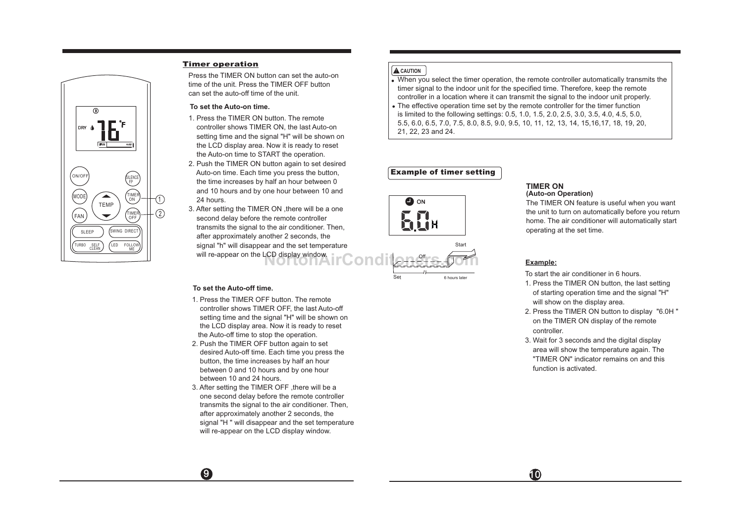## Timer operation

Press the TIMER ON button can set the auto-on time of the unit. Press the TIMER OFF button can set the auto-off time of the unit.

**To set the Auto-on time.**

1. Press the TIMER ON button. The remote controller shows TIMER ON, the last Auto-on setting time and the signal "H" will be shown on the LCD display area. Now it is ready to reset the Auto-on time to START the operation.
2. Push the TIMER ON button again to set desired Auto-on time. Each time you press the button, the time increases by half an hour between 0 and 10 hours and by one hour between 10 and 24 hours.
3. After setting the TIMER ON ,there will be a one second delay before the remote controller transmits the signal to the air conditioner. Then, after approximately another 2 seconds, the signal "h" will disappear and the set temperature will re-appear on the LCD display window.

**To set the Auto-off time.**

1. Press the TIMER OFF button. The remote controller shows TIMER OFF, the last Auto-off setting time and the signal "H" will be shown on the LCD display area. Now it is ready to reset the Auto-off time to stop the operation.
2. Push the TIMER OFF button again to set desired Auto-off time. Each time you press the button, the time increases by half an hour between 0 and 10 hours and by one hour between 10 and 24 hours.
3. After setting the TIMER OFF ,there will be a one second delay before the remote controller transmits the signal to the air conditioner. Then, after approximately another 2 seconds, the signal "H " will disappear and the set temperature will re-appear on the LCD display window.

**CAUTION**

- When you select the timer operation, the remote controller automatically transmits the timer signal to the indoor unit for the specified time. Therefore, keep the remote controller in a location where it can transmit the signal to the indoor unit properly.
- The effective operation time set by the remote controller for the timer function is limited to the following settings: 0.5, 1.0, 1.5, 2.0, 2.5, 3.0, 3.5, 4.0, 4.5, 5.0, 5.5, 6.0, 6.5, 7.0, 7.5, 8.0, 8.5, 9.0, 9.5, 10, 11, 12, 13, 14, 15,16,17, 18, 19, 20, 21, 22, 23 and 24.

## Example of timer setting

ON 6.0H

Set — Off — Start — 6 hours later

**TIMER ON**
**(Auto-on Operation)**

The TIMER ON feature is useful when you want the unit to turn on automatically before you return home. The air conditioner will automatically start operating at the set time.

**Example:**

To start the air conditioner in 6 hours.

1. Press the TIMER ON button, the last setting of starting operation time and the signal "H" will show on the display area.
2. Press the TIMER ON button to display "6.0H " on the TIMER ON display of the remote controller.
3. Wait for 3 seconds and the digital display area will show the temperature again. The "TIMER ON" indicator remains on and this function is activated.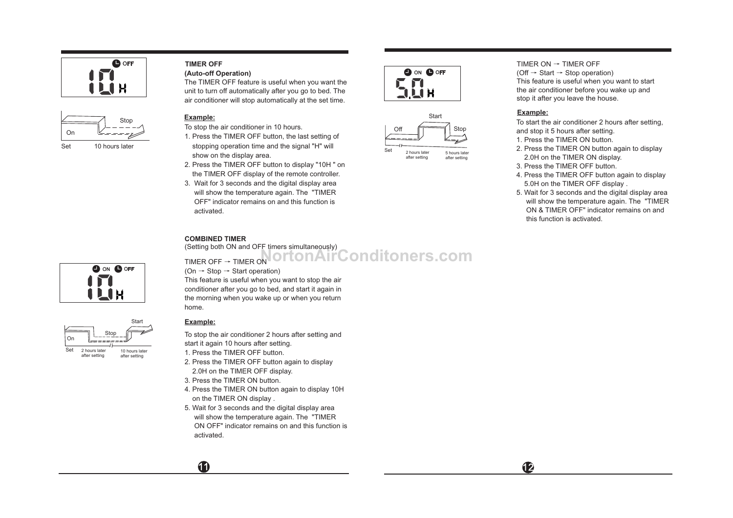**TIMER OFF**

**(Auto-off Operation)**

The TIMER OFF feature is useful when you want the unit to turn off automatically after you go to bed. The air conditioner will stop automatically at the set time.

**Example:**

To stop the air conditioner in 10 hours.

1. Press the TIMER OFF button, the last setting of stopping operation time and the signal "H" will show on the display area.
2. Press the TIMER OFF button to display "10H " on the TIMER OFF display of the remote controller.
3. Wait for 3 seconds and the digital display area will show the temperature again. The "TIMER OFF" indicator remains on and this function is activated.

**COMBINED TIMER**

(Setting both ON and OFF timers simultaneously)

TIMER OFF → TIMER ON

(On → Stop → Start operation)

This feature is useful when you want to stop the air conditioner after you go to bed, and start it again in the morning when you wake up or when you return home.

**Example:**

To stop the air conditioner 2 hours after setting and start it again 10 hours after setting.

1. Press the TIMER OFF button.
2. Press the TIMER OFF button again to display 2.0H on the TIMER OFF display.
3. Press the TIMER ON button.
4. Press the TIMER ON button again to display 10H on the TIMER ON display .
5. Wait for 3 seconds and the digital display area will show the temperature again. The "TIMER ON OFF" indicator remains on and this function is activated.

TIMER ON → TIMER OFF

(Off → Start → Stop operation)

This feature is useful when you want to start the air conditioner before you wake up and stop it after you leave the house.

**Example:**

To start the air conditioner 2 hours after setting, and stop it 5 hours after setting.

1. Press the TIMER ON button.
2. Press the TIMER ON button again to display 2.0H on the TIMER ON display.
3. Press the TIMER OFF button.
4. Press the TIMER OFF button again to display 5.0H on the TIMER OFF display .
5. Wait for 3 seconds and the digital display area will show the temperature again. The "TIMER ON & TIMER OFF" indicator remains on and this function is activated.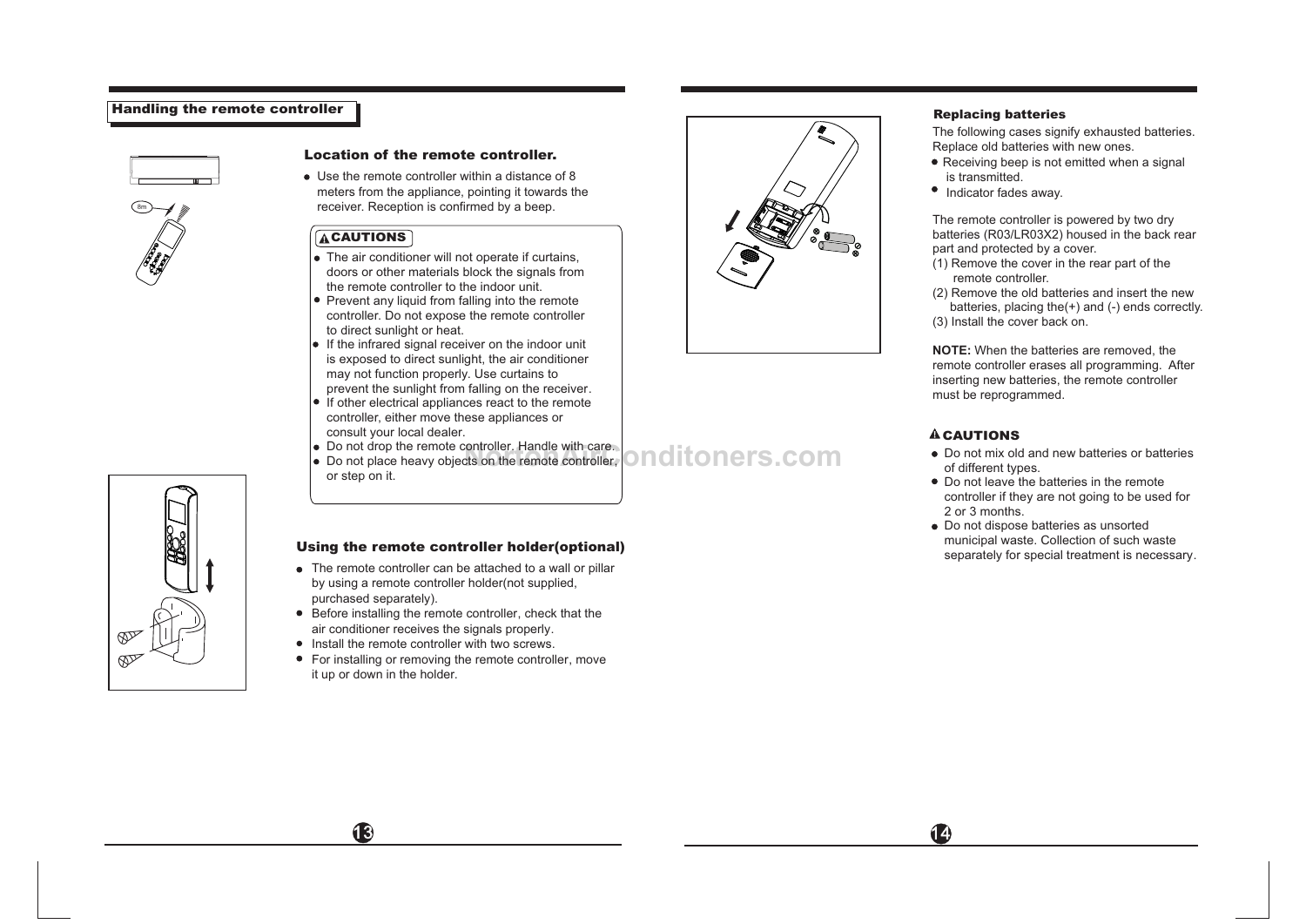## Handling the remote controller

### Location of the remote controller.

- Use the remote controller within a distance of 8 meters from the appliance, pointing it towards the receiver. Reception is confirmed by a beep.

**⚠ CAUTIONS**

- The air conditioner will not operate if curtains, doors or other materials block the signals from the remote controller to the indoor unit.
- Prevent any liquid from falling into the remote controller. Do not expose the remote controller to direct sunlight or heat.
- If the infrared signal receiver on the indoor unit is exposed to direct sunlight, the air conditioner may not function properly. Use curtains to prevent the sunlight from falling on the receiver.
- If other electrical appliances react to the remote controller, either move these appliances or consult your local dealer.
- Do not drop the remote controller. Handle with care.
- Do not place heavy objects on the remote controller, or step on it.

### Using the remote controller holder(optional)

- The remote controller can be attached to a wall or pillar by using a remote controller holder(not supplied, purchased separately).
- Before installing the remote controller, check that the air conditioner receives the signals properly.
- Install the remote controller with two screws.
- For installing or removing the remote controller, move it up or down in the holder.

### Replacing batteries

The following cases signify exhausted batteries. Replace old batteries with new ones.

- Receiving beep is not emitted when a signal is transmitted.
- Indicator fades away.

The remote controller is powered by two dry batteries (R03/LR03X2) housed in the back rear part and protected by a cover.

(1) Remove the cover in the rear part of the remote controller.
(2) Remove the old batteries and insert the new batteries, placing the(+) and (-) ends correctly.
(3) Install the cover back on.

**NOTE:** When the batteries are removed, the remote controller erases all programming. After inserting new batteries, the remote controller must be reprogrammed.

**⚠ CAUTIONS**

- Do not mix old and new batteries or batteries of different types.
- Do not leave the batteries in the remote controller if they are not going to be used for 2 or 3 months.
- Do not dispose batteries as unsorted municipal waste. Collection of such waste separately for special treatment is necessary.